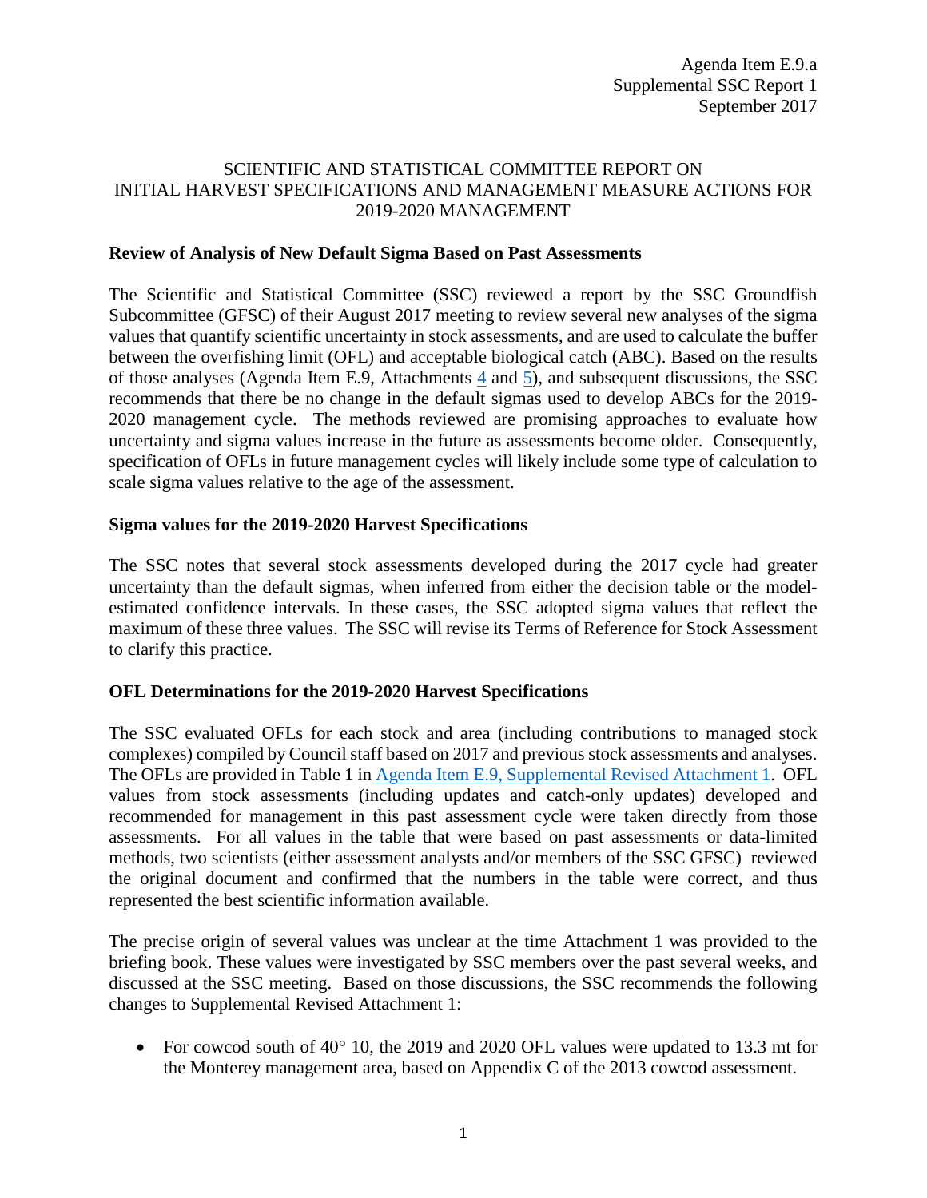Agenda Item E.9.a
Supplemental SSC Report 1
September 2017

# SCIENTIFIC AND STATISTICAL COMMITTEE REPORT ON INITIAL HARVEST SPECIFICATIONS AND MANAGEMENT MEASURE ACTIONS FOR 2019-2020 MANAGEMENT

## Review of Analysis of New Default Sigma Based on Past Assessments

The Scientific and Statistical Committee (SSC) reviewed a report by the SSC Groundfish Subcommittee (GFSC) of their August 2017 meeting to review several new analyses of the sigma values that quantify scientific uncertainty in stock assessments, and are used to calculate the buffer between the overfishing limit (OFL) and acceptable biological catch (ABC). Based on the results of those analyses (Agenda Item E.9, Attachments 4 and 5), and subsequent discussions, the SSC recommends that there be no change in the default sigmas used to develop ABCs for the 2019-2020 management cycle. The methods reviewed are promising approaches to evaluate how uncertainty and sigma values increase in the future as assessments become older. Consequently, specification of OFLs in future management cycles will likely include some type of calculation to scale sigma values relative to the age of the assessment.

## Sigma values for the 2019-2020 Harvest Specifications

The SSC notes that several stock assessments developed during the 2017 cycle had greater uncertainty than the default sigmas, when inferred from either the decision table or the model-estimated confidence intervals. In these cases, the SSC adopted sigma values that reflect the maximum of these three values. The SSC will revise its Terms of Reference for Stock Assessment to clarify this practice.

## OFL Determinations for the 2019-2020 Harvest Specifications

The SSC evaluated OFLs for each stock and area (including contributions to managed stock complexes) compiled by Council staff based on 2017 and previous stock assessments and analyses. The OFLs are provided in Table 1 in Agenda Item E.9, Supplemental Revised Attachment 1. OFL values from stock assessments (including updates and catch-only updates) developed and recommended for management in this past assessment cycle were taken directly from those assessments. For all values in the table that were based on past assessments or data-limited methods, two scientists (either assessment analysts and/or members of the SSC GFSC) reviewed the original document and confirmed that the numbers in the table were correct, and thus represented the best scientific information available.

The precise origin of several values was unclear at the time Attachment 1 was provided to the briefing book. These values were investigated by SSC members over the past several weeks, and discussed at the SSC meeting. Based on those discussions, the SSC recommends the following changes to Supplemental Revised Attachment 1:

- For cowcod south of 40° 10, the 2019 and 2020 OFL values were updated to 13.3 mt for the Monterey management area, based on Appendix C of the 2013 cowcod assessment.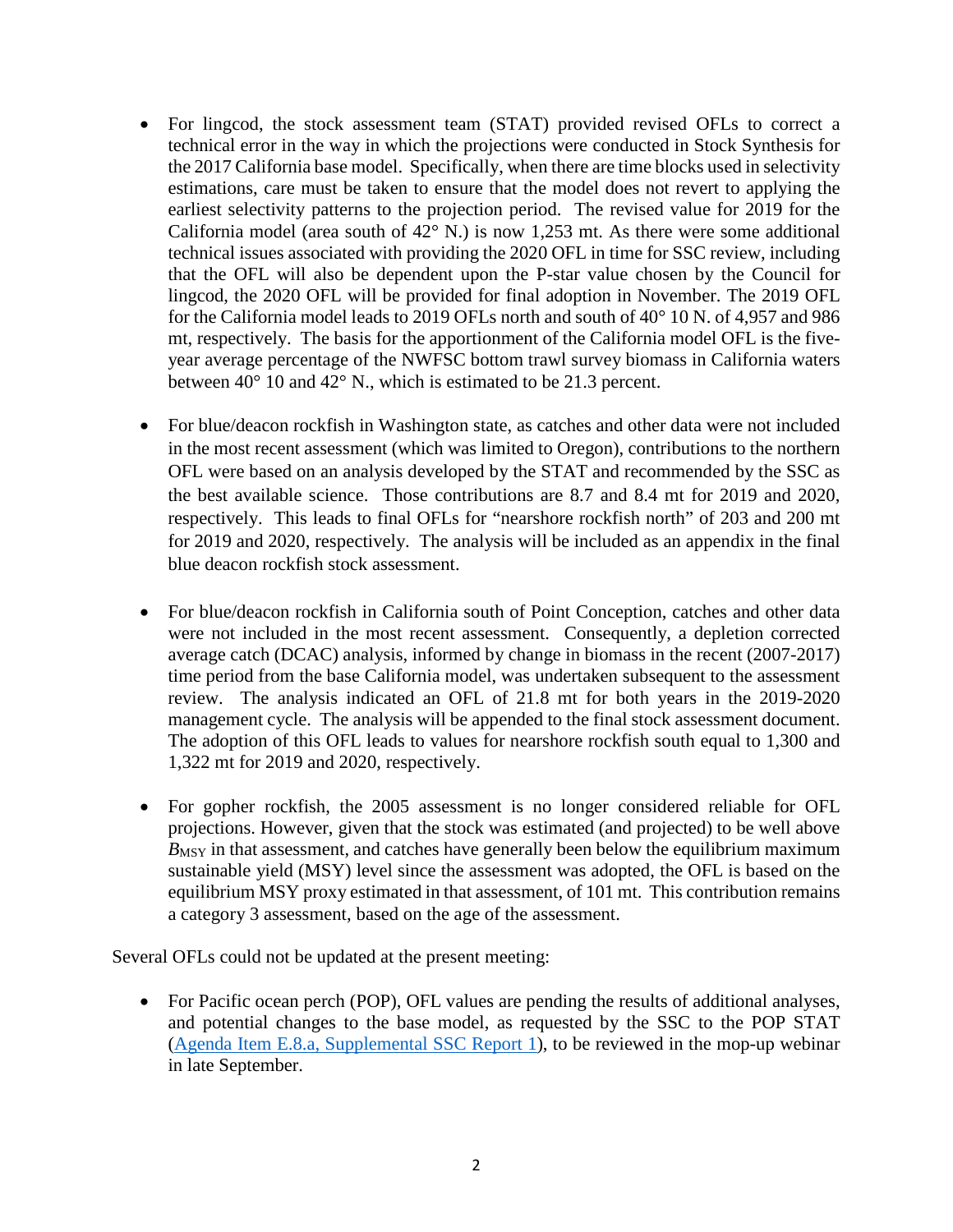- For lingcod, the stock assessment team (STAT) provided revised OFLs to correct a technical error in the way in which the projections were conducted in Stock Synthesis for the 2017 California base model. Specifically, when there are time blocks used in selectivity estimations, care must be taken to ensure that the model does not revert to applying the earliest selectivity patterns to the projection period. The revised value for 2019 for the California model (area south of 42° N.) is now 1,253 mt. As there were some additional technical issues associated with providing the 2020 OFL in time for SSC review, including that the OFL will also be dependent upon the P-star value chosen by the Council for lingcod, the 2020 OFL will be provided for final adoption in November. The 2019 OFL for the California model leads to 2019 OFLs north and south of 40° 10 N. of 4,957 and 986 mt, respectively. The basis for the apportionment of the California model OFL is the five-year average percentage of the NWFSC bottom trawl survey biomass in California waters between 40° 10 and 42° N., which is estimated to be 21.3 percent.

- For blue/deacon rockfish in Washington state, as catches and other data were not included in the most recent assessment (which was limited to Oregon), contributions to the northern OFL were based on an analysis developed by the STAT and recommended by the SSC as the best available science. Those contributions are 8.7 and 8.4 mt for 2019 and 2020, respectively. This leads to final OFLs for "nearshore rockfish north" of 203 and 200 mt for 2019 and 2020, respectively. The analysis will be included as an appendix in the final blue deacon rockfish stock assessment.

- For blue/deacon rockfish in California south of Point Conception, catches and other data were not included in the most recent assessment. Consequently, a depletion corrected average catch (DCAC) analysis, informed by change in biomass in the recent (2007-2017) time period from the base California model, was undertaken subsequent to the assessment review. The analysis indicated an OFL of 21.8 mt for both years in the 2019-2020 management cycle. The analysis will be appended to the final stock assessment document. The adoption of this OFL leads to values for nearshore rockfish south equal to 1,300 and 1,322 mt for 2019 and 2020, respectively.

- For gopher rockfish, the 2005 assessment is no longer considered reliable for OFL projections. However, given that the stock was estimated (and projected) to be well above $B_{MSY}$ in that assessment, and catches have generally been below the equilibrium maximum sustainable yield (MSY) level since the assessment was adopted, the OFL is based on the equilibrium MSY proxy estimated in that assessment, of 101 mt. This contribution remains a category 3 assessment, based on the age of the assessment.

Several OFLs could not be updated at the present meeting:

- For Pacific ocean perch (POP), OFL values are pending the results of additional analyses, and potential changes to the base model, as requested by the SSC to the POP STAT (Agenda Item E.8.a, Supplemental SSC Report 1), to be reviewed in the mop-up webinar in late September.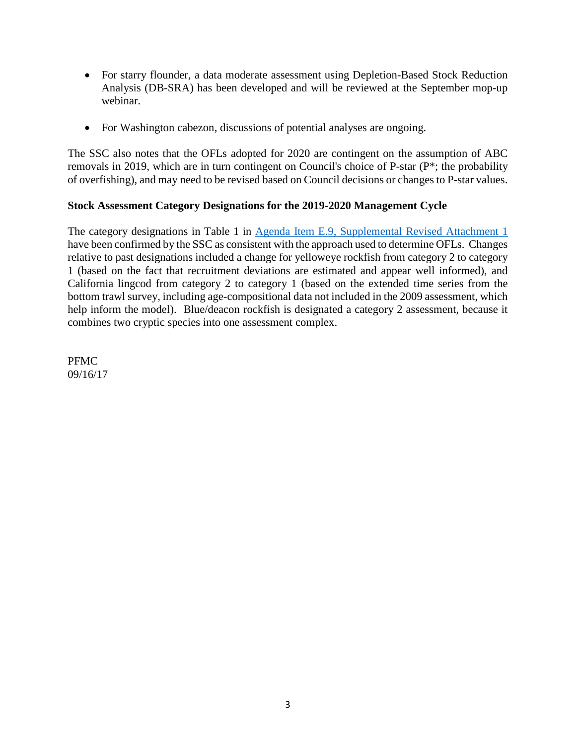- For starry flounder, a data moderate assessment using Depletion-Based Stock Reduction Analysis (DB-SRA) has been developed and will be reviewed at the September mop-up webinar.

- For Washington cabezon, discussions of potential analyses are ongoing.

The SSC also notes that the OFLs adopted for 2020 are contingent on the assumption of ABC removals in 2019, which are in turn contingent on Council's choice of P-star (P*; the probability of overfishing), and may need to be revised based on Council decisions or changes to P-star values.

**Stock Assessment Category Designations for the 2019-2020 Management Cycle**

The category designations in Table 1 in [Agenda Item E.9, Supplemental Revised Attachment 1] have been confirmed by the SSC as consistent with the approach used to determine OFLs. Changes relative to past designations included a change for yelloweye rockfish from category 2 to category 1 (based on the fact that recruitment deviations are estimated and appear well informed), and California lingcod from category 2 to category 1 (based on the extended time series from the bottom trawl survey, including age-compositional data not included in the 2009 assessment, which help inform the model). Blue/deacon rockfish is designated a category 2 assessment, because it combines two cryptic species into one assessment complex.

PFMC
09/16/17